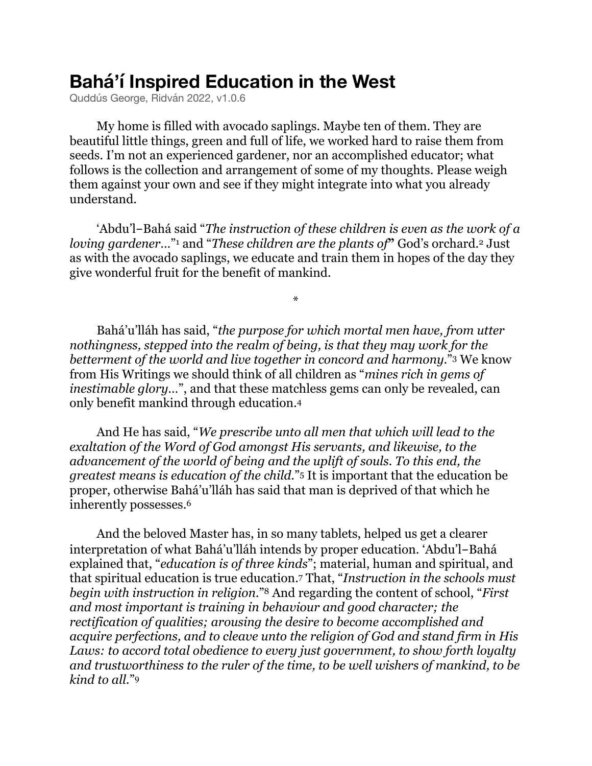# Bahá'í Inspired Education in the West

Quddús George, Ridván 2022, v1.0.6

My home is filled with avocado saplings. Maybe ten of them. They are beautiful little things, green and full of life, we worked hard to raise them from seeds. I'm not an experienced gardener, nor an accomplished educator; what follows is the collection and arrangement of some of my thoughts. Please weigh them against your own and see if they might integrate into what you already understand.

'Abdu'l-Bahá said "*The instruction of these children is even as the work of a loving gardener…*"[1] and "*These children are the plants of*" God's orchard.[2] Just as with the avocado saplings, we educate and train them in hopes of the day they give wonderful fruit for the benefit of mankind.

*

Bahá'u'lláh has said, "*the purpose for which mortal men have, from utter nothingness, stepped into the realm of being, is that they may work for the betterment of the world and live together in concord and harmony.*"[3] We know from His Writings we should think of all children as "*mines rich in gems of inestimable glory…*", and that these matchless gems can only be revealed, can only benefit mankind through education.[4]

And He has said, "*We prescribe unto all men that which will lead to the exaltation of the Word of God amongst His servants, and likewise, to the advancement of the world of being and the uplift of souls. To this end, the greatest means is education of the child.*"[5] It is important that the education be proper, otherwise Bahá'u'lláh has said that man is deprived of that which he inherently possesses.[6]

And the beloved Master has, in so many tablets, helped us get a clearer interpretation of what Bahá'u'lláh intends by proper education. 'Abdu'l-Bahá explained that, "*education is of three kinds*"; material, human and spiritual, and that spiritual education is true education.[7] That, "*Instruction in the schools must begin with instruction in religion.*"[8] And regarding the content of school, "*First and most important is training in behaviour and good character; the rectification of qualities; arousing the desire to become accomplished and acquire perfections, and to cleave unto the religion of God and stand firm in His Laws: to accord total obedience to every just government, to show forth loyalty and trustworthiness to the ruler of the time, to be well wishers of mankind, to be kind to all.*"[9]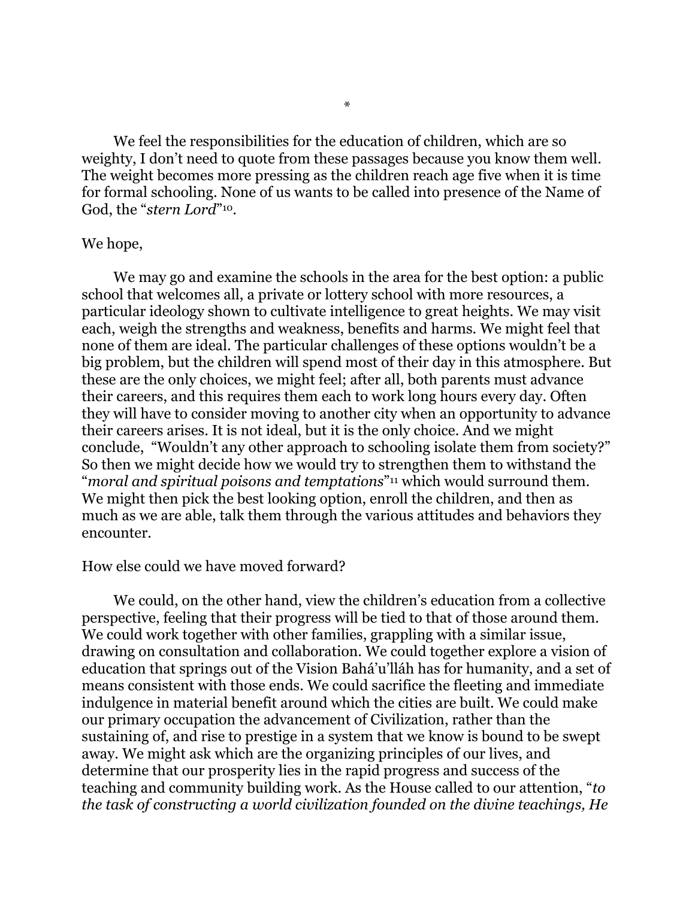*

We feel the responsibilities for the education of children, which are so weighty, I don't need to quote from these passages because you know them well. The weight becomes more pressing as the children reach age five when it is time for formal schooling. None of us wants to be called into presence of the Name of God, the "*stern Lord*"[10].

We hope,

We may go and examine the schools in the area for the best option: a public school that welcomes all, a private or lottery school with more resources, a particular ideology shown to cultivate intelligence to great heights. We may visit each, weigh the strengths and weakness, benefits and harms. We might feel that none of them are ideal. The particular challenges of these options wouldn't be a big problem, but the children will spend most of their day in this atmosphere. But these are the only choices, we might feel; after all, both parents must advance their careers, and this requires them each to work long hours every day. Often they will have to consider moving to another city when an opportunity to advance their careers arises. It is not ideal, but it is the only choice. And we might conclude, "Wouldn't any other approach to schooling isolate them from society?" So then we might decide how we would try to strengthen them to withstand the "*moral and spiritual poisons and temptations*"[11] which would surround them. We might then pick the best looking option, enroll the children, and then as much as we are able, talk them through the various attitudes and behaviors they encounter.

How else could we have moved forward?

We could, on the other hand, view the children's education from a collective perspective, feeling that their progress will be tied to that of those around them. We could work together with other families, grappling with a similar issue, drawing on consultation and collaboration. We could together explore a vision of education that springs out of the Vision Bahá'u'lláh has for humanity, and a set of means consistent with those ends. We could sacrifice the fleeting and immediate indulgence in material benefit around which the cities are built. We could make our primary occupation the advancement of Civilization, rather than the sustaining of, and rise to prestige in a system that we know is bound to be swept away. We might ask which are the organizing principles of our lives, and determine that our prosperity lies in the rapid progress and success of the teaching and community building work. As the House called to our attention, "*to the task of constructing a world civilization founded on the divine teachings, He*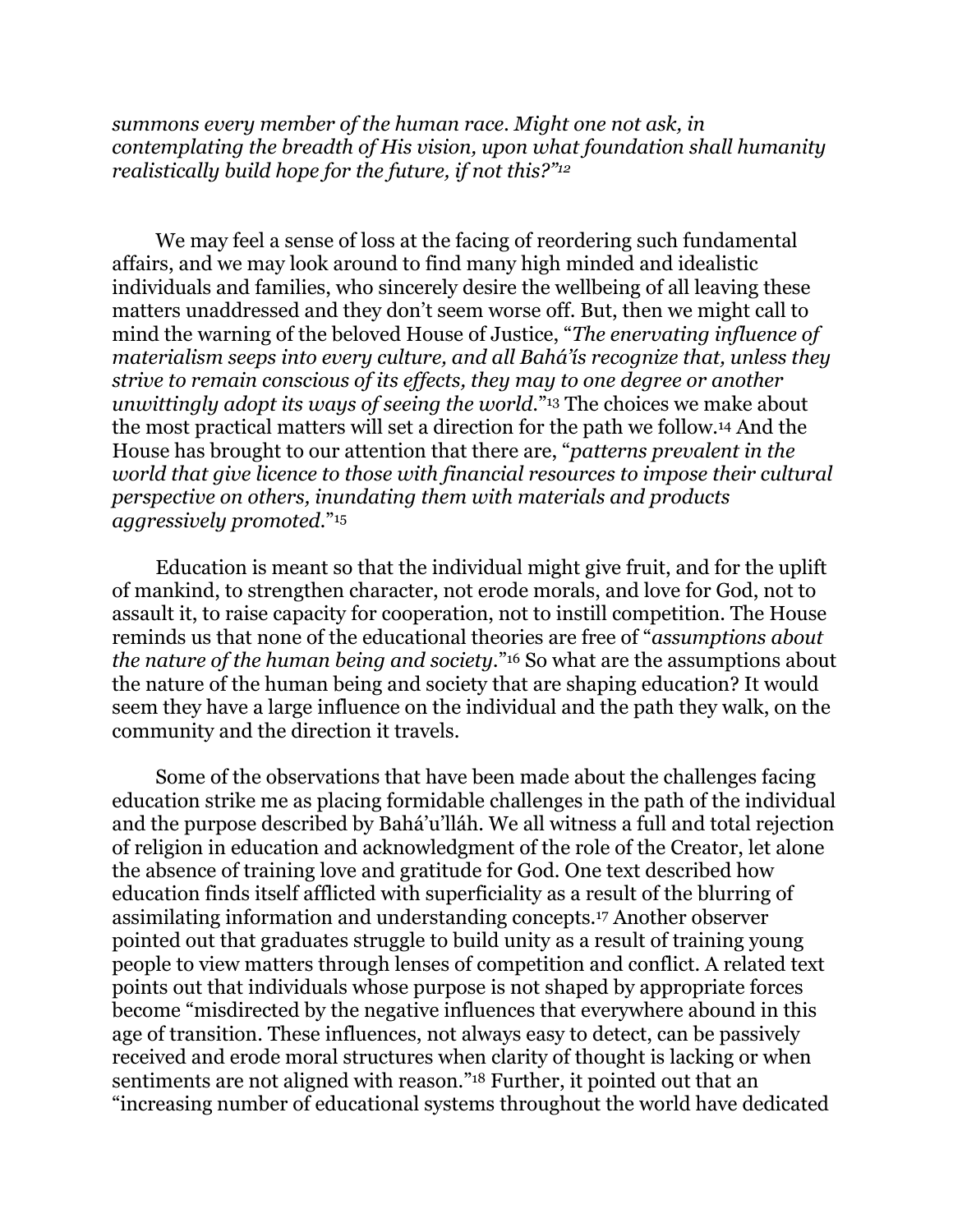*summons every member of the human race. Might one not ask, in contemplating the breadth of His vision, upon what foundation shall humanity realistically build hope for the future, if not this?"*[12]

We may feel a sense of loss at the facing of reordering such fundamental affairs, and we may look around to find many high minded and idealistic individuals and families, who sincerely desire the wellbeing of all leaving these matters unaddressed and they don't seem worse off. But, then we might call to mind the warning of the beloved House of Justice, "*The enervating influence of materialism seeps into every culture, and all Bahá'ís recognize that, unless they strive to remain conscious of its effects, they may to one degree or another unwittingly adopt its ways of seeing the world.*"[13] The choices we make about the most practical matters will set a direction for the path we follow.[14] And the House has brought to our attention that there are, "*patterns prevalent in the world that give licence to those with financial resources to impose their cultural perspective on others, inundating them with materials and products aggressively promoted.*"[15]

Education is meant so that the individual might give fruit, and for the uplift of mankind, to strengthen character, not erode morals, and love for God, not to assault it, to raise capacity for cooperation, not to instill competition. The House reminds us that none of the educational theories are free of "*assumptions about the nature of the human being and society.*"[16] So what are the assumptions about the nature of the human being and society that are shaping education? It would seem they have a large influence on the individual and the path they walk, on the community and the direction it travels.

Some of the observations that have been made about the challenges facing education strike me as placing formidable challenges in the path of the individual and the purpose described by Bahá'u'lláh. We all witness a full and total rejection of religion in education and acknowledgment of the role of the Creator, let alone the absence of training love and gratitude for God. One text described how education finds itself afflicted with superficiality as a result of the blurring of assimilating information and understanding concepts.[17] Another observer pointed out that graduates struggle to build unity as a result of training young people to view matters through lenses of competition and conflict. A related text points out that individuals whose purpose is not shaped by appropriate forces become "misdirected by the negative influences that everywhere abound in this age of transition. These influences, not always easy to detect, can be passively received and erode moral structures when clarity of thought is lacking or when sentiments are not aligned with reason."[18] Further, it pointed out that an "increasing number of educational systems throughout the world have dedicated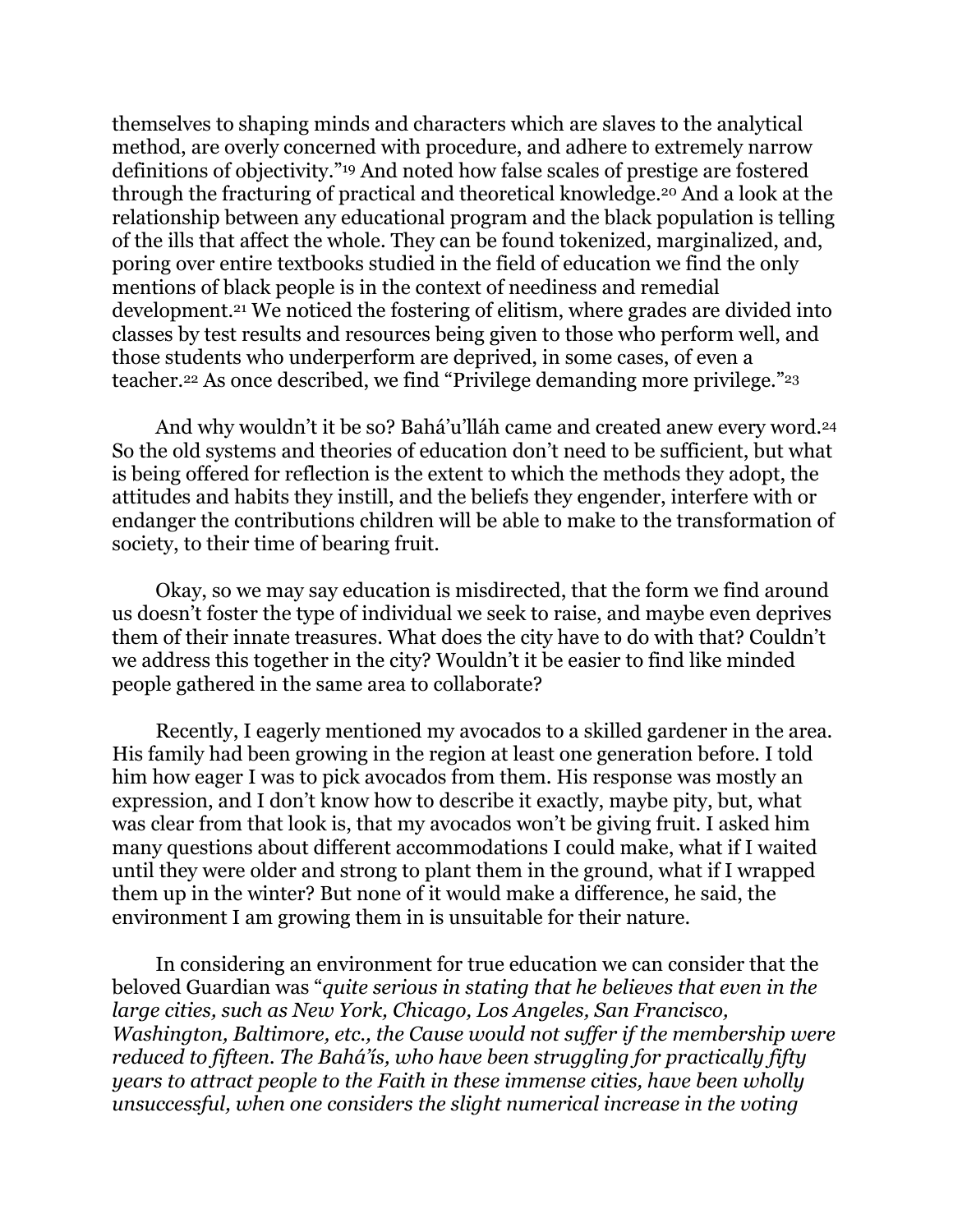themselves to shaping minds and characters which are slaves to the analytical method, are overly concerned with procedure, and adhere to extremely narrow definitions of objectivity."[19] And noted how false scales of prestige are fostered through the fracturing of practical and theoretical knowledge.[20] And a look at the relationship between any educational program and the black population is telling of the ills that affect the whole. They can be found tokenized, marginalized, and, poring over entire textbooks studied in the field of education we find the only mentions of black people is in the context of neediness and remedial development.[21] We noticed the fostering of elitism, where grades are divided into classes by test results and resources being given to those who perform well, and those students who underperform are deprived, in some cases, of even a teacher.[22] As once described, we find "Privilege demanding more privilege."[23]

And why wouldn't it be so? Bahá'u'lláh came and created anew every word.[24] So the old systems and theories of education don't need to be sufficient, but what is being offered for reflection is the extent to which the methods they adopt, the attitudes and habits they instill, and the beliefs they engender, interfere with or endanger the contributions children will be able to make to the transformation of society, to their time of bearing fruit.

Okay, so we may say education is misdirected, that the form we find around us doesn't foster the type of individual we seek to raise, and maybe even deprives them of their innate treasures. What does the city have to do with that? Couldn't we address this together in the city? Wouldn't it be easier to find like minded people gathered in the same area to collaborate?

Recently, I eagerly mentioned my avocados to a skilled gardener in the area. His family had been growing in the region at least one generation before. I told him how eager I was to pick avocados from them. His response was mostly an expression, and I don't know how to describe it exactly, maybe pity, but, what was clear from that look is, that my avocados won't be giving fruit. I asked him many questions about different accommodations I could make, what if I waited until they were older and strong to plant them in the ground, what if I wrapped them up in the winter? But none of it would make a difference, he said, the environment I am growing them in is unsuitable for their nature.

In considering an environment for true education we can consider that the beloved Guardian was "*quite serious in stating that he believes that even in the large cities, such as New York, Chicago, Los Angeles, San Francisco, Washington, Baltimore, etc., the Cause would not suffer if the membership were reduced to fifteen. The Bahá'ís, who have been struggling for practically fifty years to attract people to the Faith in these immense cities, have been wholly unsuccessful, when one considers the slight numerical increase in the voting*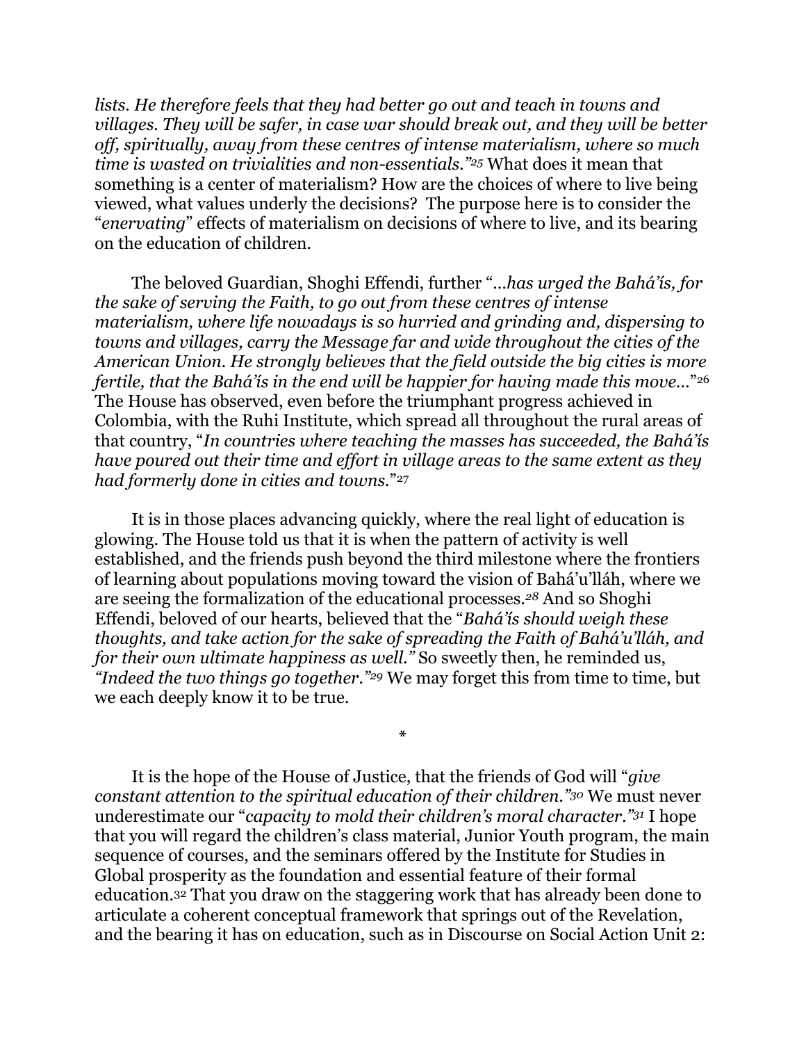*lists. He therefore feels that they had better go out and teach in towns and villages. They will be safer, in case war should break out, and they will be better off, spiritually, away from these centres of intense materialism, where so much time is wasted on trivialities and non-essentials."*[25] What does it mean that something is a center of materialism? How are the choices of where to live being viewed, what values underly the decisions? The purpose here is to consider the "*enervating*" effects of materialism on decisions of where to live, and its bearing on the education of children.

The beloved Guardian, Shoghi Effendi, further "*…has urged the Bahá'ís, for the sake of serving the Faith, to go out from these centres of intense materialism, where life nowadays is so hurried and grinding and, dispersing to towns and villages, carry the Message far and wide throughout the cities of the American Union. He strongly believes that the field outside the big cities is more fertile, that the Bahá'ís in the end will be happier for having made this move…*"[26] The House has observed, even before the triumphant progress achieved in Colombia, with the Ruhi Institute, which spread all throughout the rural areas of that country, "*In countries where teaching the masses has succeeded, the Bahá'ís have poured out their time and effort in village areas to the same extent as they had formerly done in cities and towns.*"[27]

It is in those places advancing quickly, where the real light of education is glowing. The House told us that it is when the pattern of activity is well established, and the friends push beyond the third milestone where the frontiers of learning about populations moving toward the vision of Bahá'u'lláh, where we are seeing the formalization of the educational processes.[28] And so Shoghi Effendi, beloved of our hearts, believed that the "*Bahá'ís should weigh these thoughts, and take action for the sake of spreading the Faith of Bahá'u'lláh, and for their own ultimate happiness as well.*" So sweetly then, he reminded us, *"Indeed the two things go together."*[29] We may forget this from time to time, but we each deeply know it to be true.

*

It is the hope of the House of Justice, that the friends of God will "*give constant attention to the spiritual education of their children."*[30] We must never underestimate our "*capacity to mold their children's moral character."*[31] I hope that you will regard the children's class material, Junior Youth program, the main sequence of courses, and the seminars offered by the Institute for Studies in Global prosperity as the foundation and essential feature of their formal education.[32] That you draw on the staggering work that has already been done to articulate a coherent conceptual framework that springs out of the Revelation, and the bearing it has on education, such as in Discourse on Social Action Unit 2: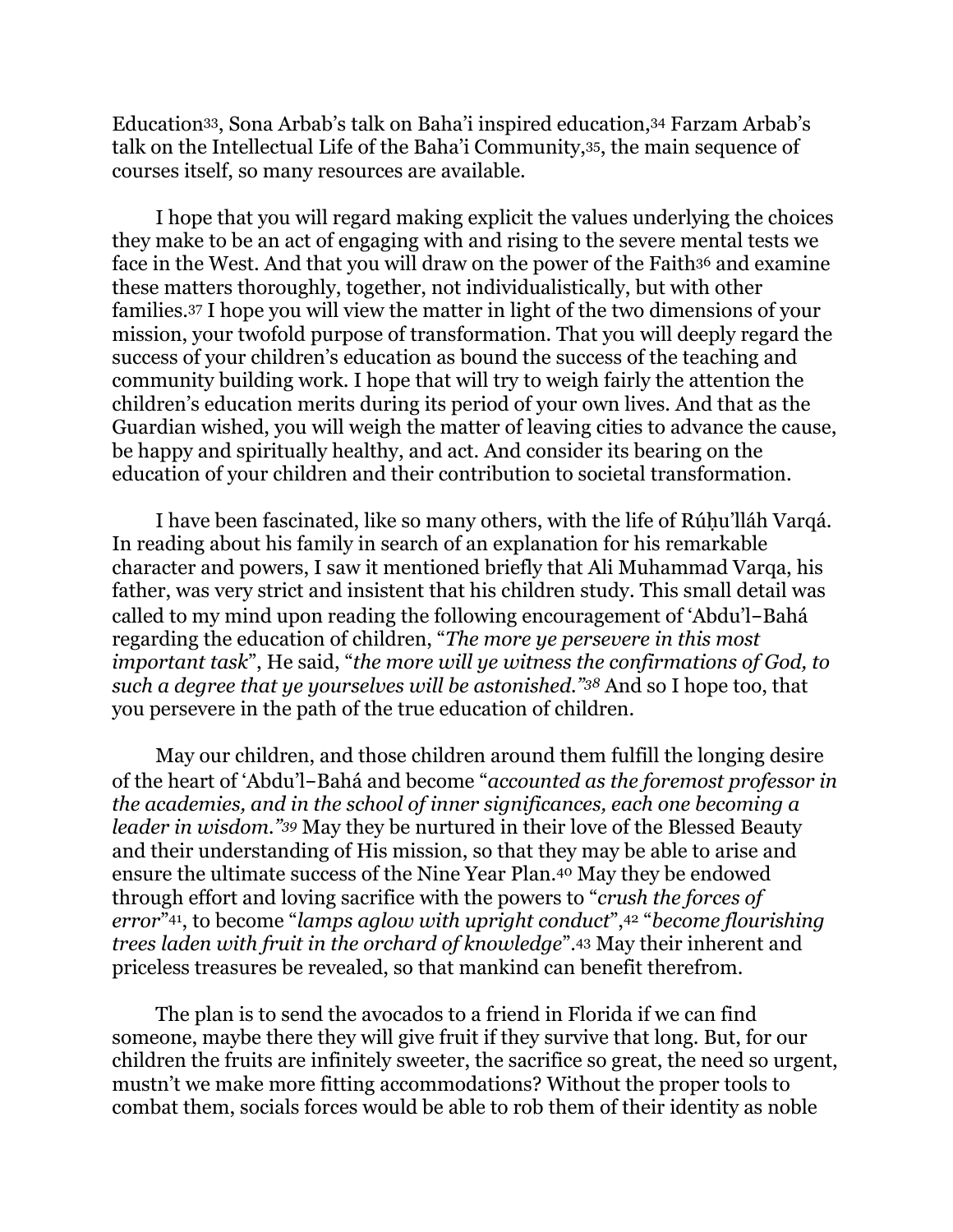Education[33], Sona Arbab's talk on Baha'i inspired education,[34] Farzam Arbab's talk on the Intellectual Life of the Baha'i Community,[35], the main sequence of courses itself, so many resources are available.

I hope that you will regard making explicit the values underlying the choices they make to be an act of engaging with and rising to the severe mental tests we face in the West. And that you will draw on the power of the Faith[36] and examine these matters thoroughly, together, not individualistically, but with other families.[37] I hope you will view the matter in light of the two dimensions of your mission, your twofold purpose of transformation. That you will deeply regard the success of your children's education as bound the success of the teaching and community building work. I hope that will try to weigh fairly the attention the children's education merits during its period of your own lives. And that as the Guardian wished, you will weigh the matter of leaving cities to advance the cause, be happy and spiritually healthy, and act. And consider its bearing on the education of your children and their contribution to societal transformation.

I have been fascinated, like so many others, with the life of Rúḥu'lláh Varqá. In reading about his family in search of an explanation for his remarkable character and powers, I saw it mentioned briefly that Ali Muhammad Varqa, his father, was very strict and insistent that his children study. This small detail was called to my mind upon reading the following encouragement of 'Abdu'l-Bahá regarding the education of children, "*The more ye persevere in this most important task*", He said, "*the more will ye witness the confirmations of God, to such a degree that ye yourselves will be astonished.*"[38] And so I hope too, that you persevere in the path of the true education of children.

May our children, and those children around them fulfill the longing desire of the heart of 'Abdu'l-Bahá and become "*accounted as the foremost professor in the academies, and in the school of inner significances, each one becoming a leader in wisdom.*"[39] May they be nurtured in their love of the Blessed Beauty and their understanding of His mission, so that they may be able to arise and ensure the ultimate success of the Nine Year Plan.[40] May they be endowed through effort and loving sacrifice with the powers to "*crush the forces of error*"[41], to become "*lamps aglow with upright conduct*",[42] "*become flourishing trees laden with fruit in the orchard of knowledge*".[43] May their inherent and priceless treasures be revealed, so that mankind can benefit therefrom.

The plan is to send the avocados to a friend in Florida if we can find someone, maybe there they will give fruit if they survive that long. But, for our children the fruits are infinitely sweeter, the sacrifice so great, the need so urgent, mustn't we make more fitting accommodations? Without the proper tools to combat them, socials forces would be able to rob them of their identity as noble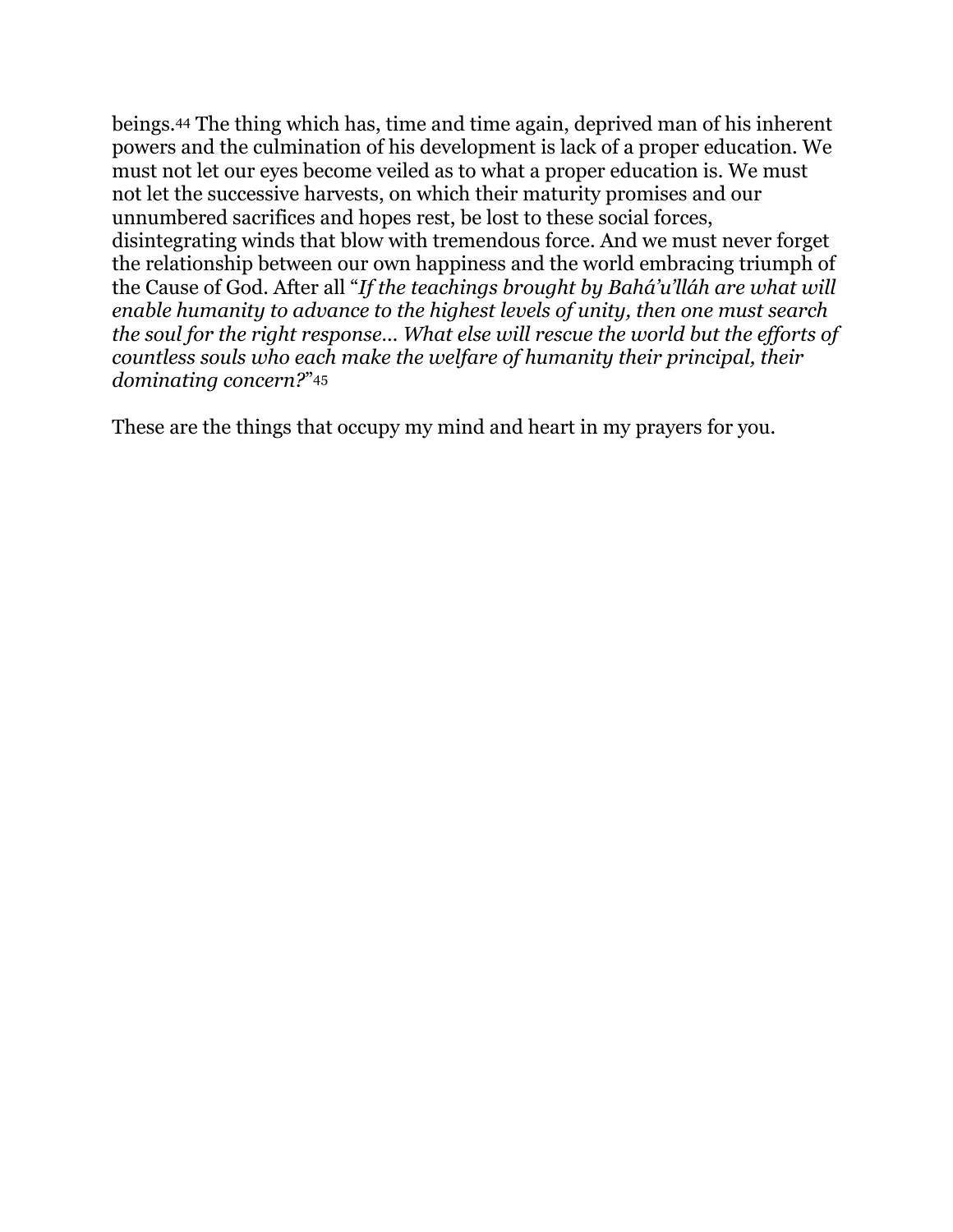beings.[44] The thing which has, time and time again, deprived man of his inherent powers and the culmination of his development is lack of a proper education. We must not let our eyes become veiled as to what a proper education is. We must not let the successive harvests, on which their maturity promises and our unnumbered sacrifices and hopes rest, be lost to these social forces, disintegrating winds that blow with tremendous force. And we must never forget the relationship between our own happiness and the world embracing triumph of the Cause of God. After all "*If the teachings brought by Bahá'u'lláh are what will enable humanity to advance to the highest levels of unity, then one must search the soul for the right response… What else will rescue the world but the efforts of countless souls who each make the welfare of humanity their principal, their dominating concern?*"[45]

These are the things that occupy my mind and heart in my prayers for you.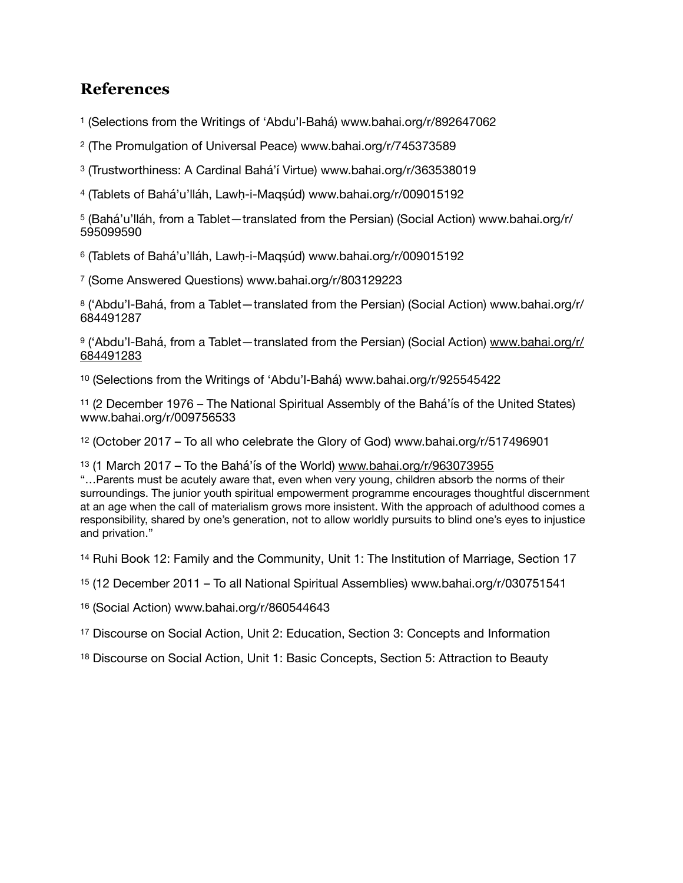## References

[1] (Selections from the Writings of ‘Abdu’l-Bahá) www.bahai.org/r/892647062

[2] (The Promulgation of Universal Peace) www.bahai.org/r/745373589

[3] (Trustworthiness: A Cardinal Bahá’í Virtue) www.bahai.org/r/363538019

[4] (Tablets of Bahá’u’lláh, Lawḥ-i-Maqṣúd) www.bahai.org/r/009015192

[5] (Bahá’u’lláh, from a Tablet—translated from the Persian) (Social Action) www.bahai.org/r/595099590

[6] (Tablets of Bahá’u’lláh, Lawḥ-i-Maqṣúd) www.bahai.org/r/009015192

[7] (Some Answered Questions) www.bahai.org/r/803129223

[8] (‘Abdu’l-Bahá, from a Tablet—translated from the Persian) (Social Action) www.bahai.org/r/684491287

[9] (‘Abdu’l-Bahá, from a Tablet—translated from the Persian) (Social Action) www.bahai.org/r/684491283

[10] (Selections from the Writings of ‘Abdu’l-Bahá) www.bahai.org/r/925545422

[11] (2 December 1976 – The National Spiritual Assembly of the Bahá’ís of the United States) www.bahai.org/r/009756533

[12] (October 2017 – To all who celebrate the Glory of God) www.bahai.org/r/517496901

[13] (1 March 2017 – To the Bahá’ís of the World) www.bahai.org/r/963073955
"…Parents must be acutely aware that, even when very young, children absorb the norms of their surroundings. The junior youth spiritual empowerment programme encourages thoughtful discernment at an age when the call of materialism grows more insistent. With the approach of adulthood comes a responsibility, shared by one's generation, not to allow worldly pursuits to blind one's eyes to injustice and privation."

[14] Ruhi Book 12: Family and the Community, Unit 1: The Institution of Marriage, Section 17

[15] (12 December 2011 – To all National Spiritual Assemblies) www.bahai.org/r/030751541

[16] (Social Action) www.bahai.org/r/860544643

[17] Discourse on Social Action, Unit 2: Education, Section 3: Concepts and Information

[18] Discourse on Social Action, Unit 1: Basic Concepts, Section 5: Attraction to Beauty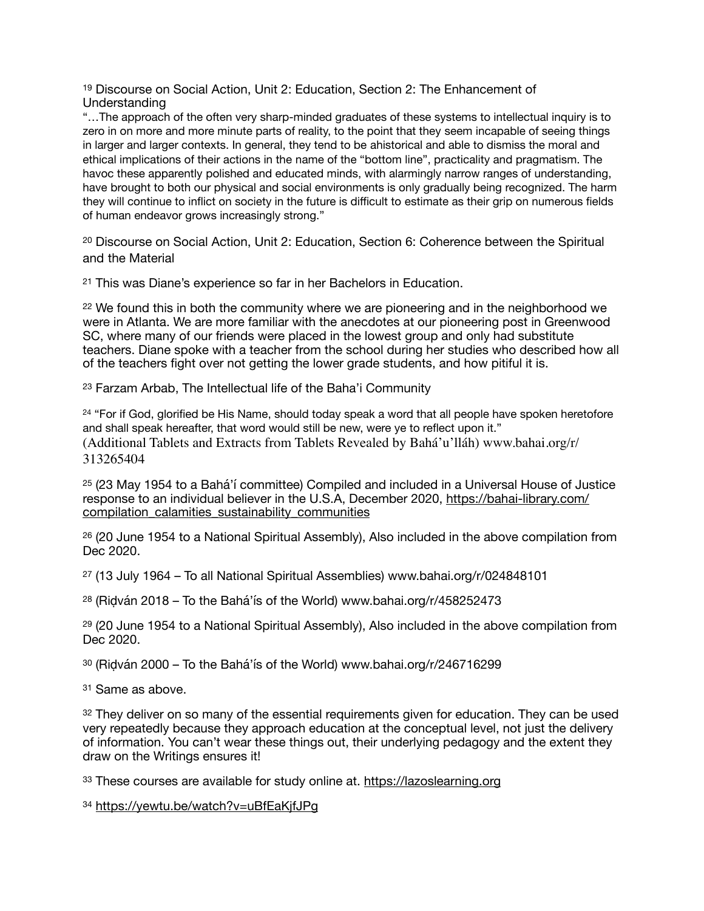[19] Discourse on Social Action, Unit 2: Education, Section 2: The Enhancement of Understanding
"…The approach of the often very sharp-minded graduates of these systems to intellectual inquiry is to zero in on more and more minute parts of reality, to the point that they seem incapable of seeing things in larger and larger contexts. In general, they tend to be ahistorical and able to dismiss the moral and ethical implications of their actions in the name of the "bottom line", practicality and pragmatism. The havoc these apparently polished and educated minds, with alarmingly narrow ranges of understanding, have brought to both our physical and social environments is only gradually being recognized. The harm they will continue to inflict on society in the future is difficult to estimate as their grip on numerous fields of human endeavor grows increasingly strong."

[20] Discourse on Social Action, Unit 2: Education, Section 6: Coherence between the Spiritual and the Material

[21] This was Diane's experience so far in her Bachelors in Education.

[22] We found this in both the community where we are pioneering and in the neighborhood we were in Atlanta. We are more familiar with the anecdotes at our pioneering post in Greenwood SC, where many of our friends were placed in the lowest group and only had substitute teachers. Diane spoke with a teacher from the school during her studies who described how all of the teachers fight over not getting the lower grade students, and how pitiful it is.

[23] Farzam Arbab, The Intellectual life of the Baha'i Community

[24] "For if God, glorified be His Name, should today speak a word that all people have spoken heretofore and shall speak hereafter, that word would still be new, were ye to reflect upon it."
(Additional Tablets and Extracts from Tablets Revealed by Bahá'u'lláh) www.bahai.org/r/313265404

[25] (23 May 1954 to a Bahá'í committee) Compiled and included in a Universal House of Justice response to an individual believer in the U.S.A, December 2020, https://bahai-library.com/compilation_calamities_sustainability_communities

[26] (20 June 1954 to a National Spiritual Assembly), Also included in the above compilation from Dec 2020.

[27] (13 July 1964 – To all National Spiritual Assemblies) www.bahai.org/r/024848101

[28] (Riḍván 2018 – To the Bahá'ís of the World) www.bahai.org/r/458252473

[29] (20 June 1954 to a National Spiritual Assembly), Also included in the above compilation from Dec 2020.

[30] (Riḍván 2000 – To the Bahá'ís of the World) www.bahai.org/r/246716299

[31] Same as above.

[32] They deliver on so many of the essential requirements given for education. They can be used very repeatedly because they approach education at the conceptual level, not just the delivery of information. You can't wear these things out, their underlying pedagogy and the extent they draw on the Writings ensures it!

[33] These courses are available for study online at. https://lazoslearning.org

[34] https://yewtu.be/watch?v=uBfEaKjfJPg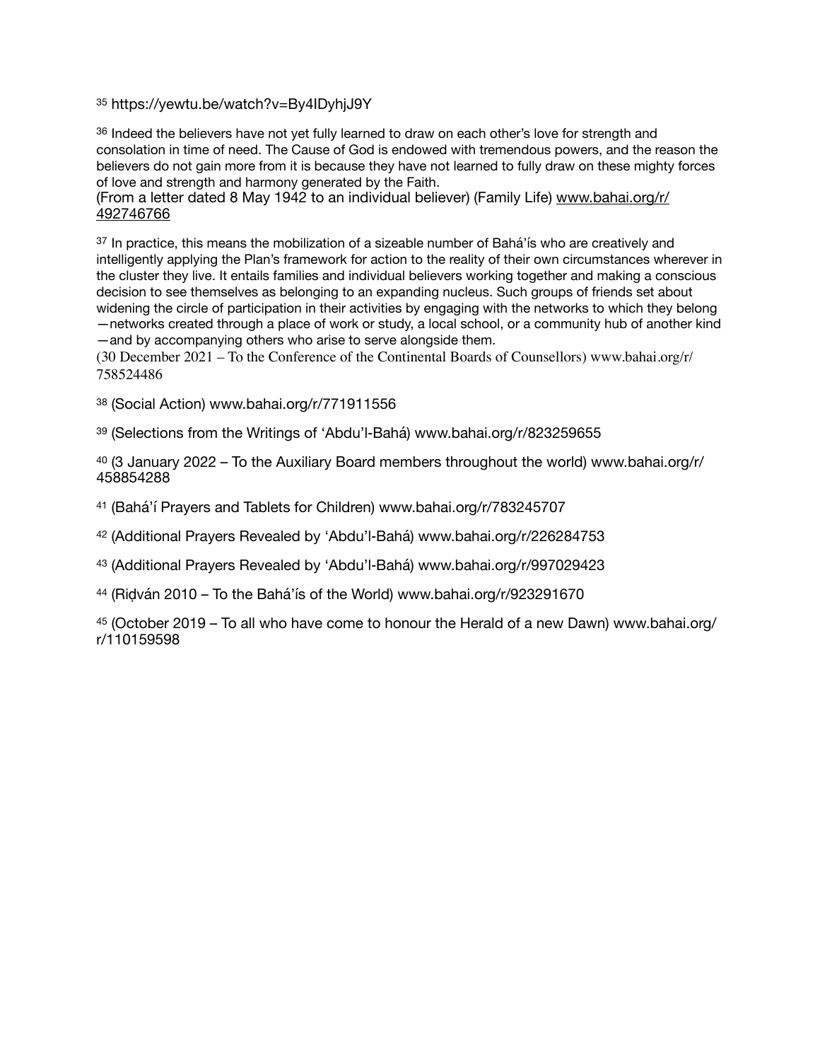[35] https://yewtu.be/watch?v=By4IDyhjJ9Y

[36] Indeed the believers have not yet fully learned to draw on each other's love for strength and consolation in time of need. The Cause of God is endowed with tremendous powers, and the reason the believers do not gain more from it is because they have not learned to fully draw on these mighty forces of love and strength and harmony generated by the Faith.
(From a letter dated 8 May 1942 to an individual believer) (Family Life) www.bahai.org/r/492746766

[37] In practice, this means the mobilization of a sizeable number of Bahá'ís who are creatively and intelligently applying the Plan's framework for action to the reality of their own circumstances wherever in the cluster they live. It entails families and individual believers working together and making a conscious decision to see themselves as belonging to an expanding nucleus. Such groups of friends set about widening the circle of participation in their activities by engaging with the networks to which they belong —networks created through a place of work or study, a local school, or a community hub of another kind —and by accompanying others who arise to serve alongside them.
(30 December 2021 – To the Conference of the Continental Boards of Counsellors) www.bahai.org/r/758524486

[38] (Social Action) www.bahai.org/r/771911556

[39] (Selections from the Writings of 'Abdu'l-Bahá) www.bahai.org/r/823259655

[40] (3 January 2022 – To the Auxiliary Board members throughout the world) www.bahai.org/r/458854288

[41] (Bahá'í Prayers and Tablets for Children) www.bahai.org/r/783245707

[42] (Additional Prayers Revealed by 'Abdu'l-Bahá) www.bahai.org/r/226284753

[43] (Additional Prayers Revealed by 'Abdu'l-Bahá) www.bahai.org/r/997029423

[44] (Riḍván 2010 – To the Bahá'ís of the World) www.bahai.org/r/923291670

[45] (October 2019 – To all who have come to honour the Herald of a new Dawn) www.bahai.org/r/110159598